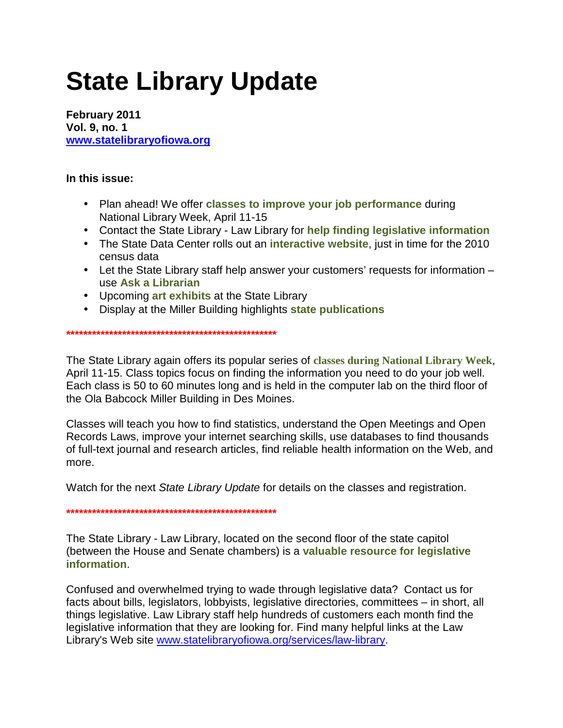# State Library Update

**February 2011**
**Vol. 9, no. 1**
**[www.statelibraryofiowa.org](http://www.statelibraryofiowa.org)**

**In this issue:**

- Plan ahead! We offer **classes to improve your job performance** during National Library Week, April 11-15
- Contact the State Library - Law Library for **help finding legislative information**
- The State Data Center rolls out an **interactive website**, just in time for the 2010 census data
- Let the State Library staff help answer your customers' requests for information – use **Ask a Librarian**
- Upcoming **art exhibits** at the State Library
- Display at the Miller Building highlights **state publications**

**\*\*\*\*\*\*\*\*\*\*\*\*\*\*\*\*\*\*\*\*\*\*\*\*\*\*\*\*\*\*\*\*\*\*\*\*\*\*\*\*\*\*\*\*\*\*\*\*\*\*\*\***

The State Library again offers its popular series of **classes during National Library Week**, April 11-15. Class topics focus on finding the information you need to do your job well. Each class is 50 to 60 minutes long and is held in the computer lab on the third floor of the Ola Babcock Miller Building in Des Moines.

Classes will teach you how to find statistics, understand the Open Meetings and Open Records Laws, improve your internet searching skills, use databases to find thousands of full-text journal and research articles, find reliable health information on the Web, and more.

Watch for the next *State Library Update* for details on the classes and registration.

**\*\*\*\*\*\*\*\*\*\*\*\*\*\*\*\*\*\*\*\*\*\*\*\*\*\*\*\*\*\*\*\*\*\*\*\*\*\*\*\*\*\*\*\*\*\*\*\*\*\*\*\***

The State Library - Law Library, located on the second floor of the state capitol (between the House and Senate chambers) is a **valuable resource for legislative information**.

Confused and overwhelmed trying to wade through legislative data? Contact us for facts about bills, legislators, lobbyists, legislative directories, committees – in short, all things legislative. Law Library staff help hundreds of customers each month find the legislative information that they are looking for. Find many helpful links at the Law Library's Web site [www.statelibraryofiowa.org/services/law-library](http://www.statelibraryofiowa.org/services/law-library).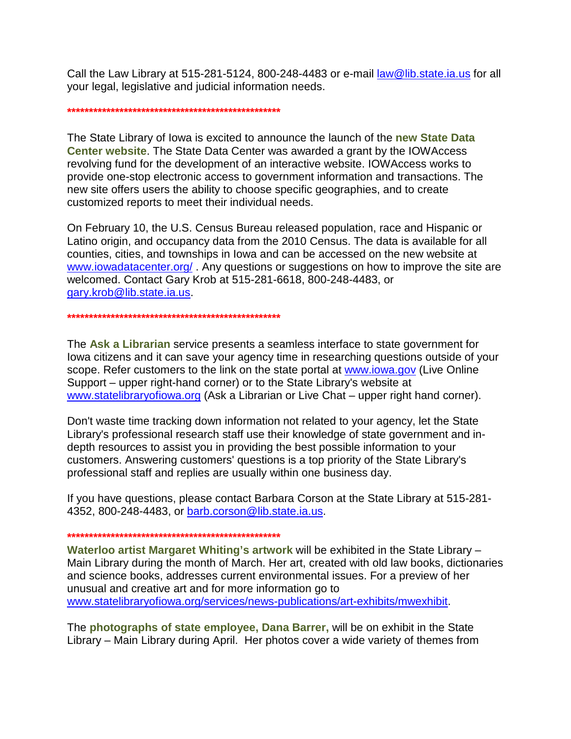Call the Law Library at 515-281-5124, 800-248-4483 or e-mail law@lib.state.ia.us for all your legal, legislative and judicial information needs.

****************************************************

The State Library of Iowa is excited to announce the launch of the **new State Data Center website**. The State Data Center was awarded a grant by the IOWAccess revolving fund for the development of an interactive website. IOWAccess works to provide one-stop electronic access to government information and transactions. The new site offers users the ability to choose specific geographies, and to create customized reports to meet their individual needs.

On February 10, the U.S. Census Bureau released population, race and Hispanic or Latino origin, and occupancy data from the 2010 Census. The data is available for all counties, cities, and townships in Iowa and can be accessed on the new website at www.iowadatacenter.org/ . Any questions or suggestions on how to improve the site are welcomed. Contact Gary Krob at 515-281-6618, 800-248-4483, or gary.krob@lib.state.ia.us.

****************************************************

The **Ask a Librarian** service presents a seamless interface to state government for Iowa citizens and it can save your agency time in researching questions outside of your scope. Refer customers to the link on the state portal at www.iowa.gov (Live Online Support – upper right-hand corner) or to the State Library's website at www.statelibraryofiowa.org (Ask a Librarian or Live Chat – upper right hand corner).

Don't waste time tracking down information not related to your agency, let the State Library's professional research staff use their knowledge of state government and in-depth resources to assist you in providing the best possible information to your customers. Answering customers' questions is a top priority of the State Library's professional staff and replies are usually within one business day.

If you have questions, please contact Barbara Corson at the State Library at 515-281-4352, 800-248-4483, or barb.corson@lib.state.ia.us.

****************************************************

**Waterloo artist Margaret Whiting's artwork** will be exhibited in the State Library – Main Library during the month of March. Her art, created with old law books, dictionaries and science books, addresses current environmental issues. For a preview of her unusual and creative art and for more information go to www.statelibraryofiowa.org/services/news-publications/art-exhibits/mwexhibit.

The **photographs of state employee, Dana Barrer,** will be on exhibit in the State Library – Main Library during April. Her photos cover a wide variety of themes from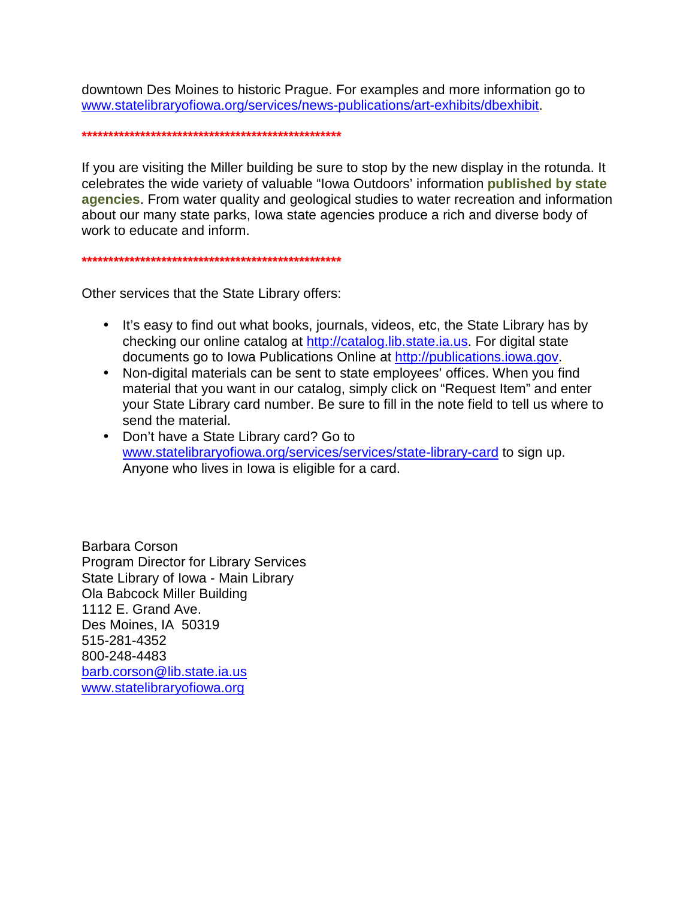downtown Des Moines to historic Prague. For examples and more information go to www.statelibraryofiowa.org/services/news-publications/art-exhibits/dbexhibit.

****************************************************

If you are visiting the Miller building be sure to stop by the new display in the rotunda. It celebrates the wide variety of valuable "Iowa Outdoors' information **published by state agencies**. From water quality and geological studies to water recreation and information about our many state parks, Iowa state agencies produce a rich and diverse body of work to educate and inform.

****************************************************

Other services that the State Library offers:

- It's easy to find out what books, journals, videos, etc, the State Library has by checking our online catalog at http://catalog.lib.state.ia.us. For digital state documents go to Iowa Publications Online at http://publications.iowa.gov.
- Non-digital materials can be sent to state employees' offices. When you find material that you want in our catalog, simply click on "Request Item" and enter your State Library card number. Be sure to fill in the note field to tell us where to send the material.
- Don't have a State Library card? Go to www.statelibraryofiowa.org/services/services/state-library-card to sign up. Anyone who lives in Iowa is eligible for a card.

Barbara Corson
Program Director for Library Services
State Library of Iowa - Main Library
Ola Babcock Miller Building
1112 E. Grand Ave.
Des Moines, IA 50319
515-281-4352
800-248-4483
barb.corson@lib.state.ia.us
www.statelibraryofiowa.org